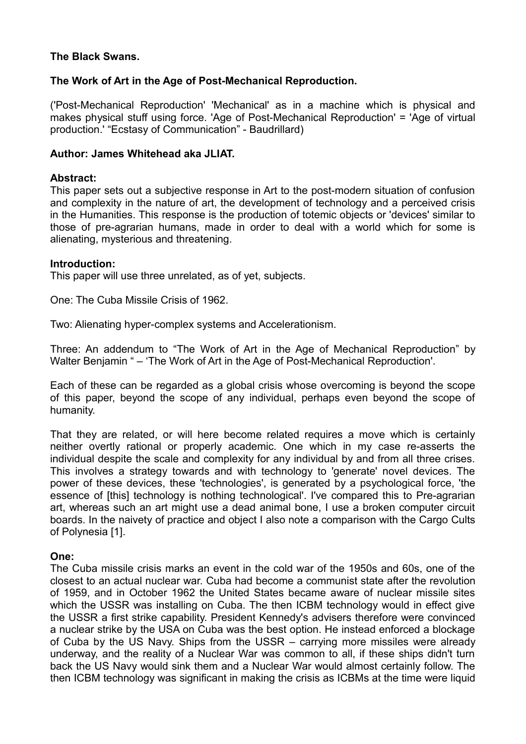**The Black Swans.**

**The Work of Art in the Age of Post-Mechanical Reproduction.**

('Post-Mechanical Reproduction' 'Mechanical' as in a machine which is physical and makes physical stuff using force. 'Age of Post-Mechanical Reproduction' = 'Age of virtual production.' "Ecstasy of Communication" - Baudrillard)

**Author: James Whitehead aka JLIAT.**

**Abstract:**
This paper sets out a subjective response in Art to the post-modern situation of confusion and complexity in the nature of art, the development of technology and a perceived crisis in the Humanities. This response is the production of totemic objects or 'devices' similar to those of pre-agrarian humans, made in order to deal with a world which for some is alienating, mysterious and threatening.

**Introduction:**
This paper will use three unrelated, as of yet, subjects.

One: The Cuba Missile Crisis of 1962.

Two: Alienating hyper-complex systems and Accelerationism.

Three: An addendum to "The Work of Art in the Age of Mechanical Reproduction" by Walter Benjamin " – 'The Work of Art in the Age of Post-Mechanical Reproduction'.

Each of these can be regarded as a global crisis whose overcoming is beyond the scope of this paper, beyond the scope of any individual, perhaps even beyond the scope of humanity.

That they are related, or will here become related requires a move which is certainly neither overtly rational or properly academic. One which in my case re-asserts the individual despite the scale and complexity for any individual by and from all three crises. This involves a strategy towards and with technology to 'generate' novel devices. The power of these devices, these 'technologies', is generated by a psychological force, 'the essence of [this] technology is nothing technological'. I've compared this to Pre-agrarian art, whereas such an art might use a dead animal bone, I use a broken computer circuit boards. In the naivety of practice and object I also note a comparison with the Cargo Cults of Polynesia [1].

**One:**
The Cuba missile crisis marks an event in the cold war of the 1950s and 60s, one of the closest to an actual nuclear war. Cuba had become a communist state after the revolution of 1959, and in October 1962 the United States became aware of nuclear missile sites which the USSR was installing on Cuba. The then ICBM technology would in effect give the USSR a first strike capability. President Kennedy's advisers therefore were convinced a nuclear strike by the USA on Cuba was the best option. He instead enforced a blockage of Cuba by the US Navy. Ships from the USSR – carrying more missiles were already underway, and the reality of a Nuclear War was common to all, if these ships didn't turn back the US Navy would sink them and a Nuclear War would almost certainly follow. The then ICBM technology was significant in making the crisis as ICBMs at the time were liquid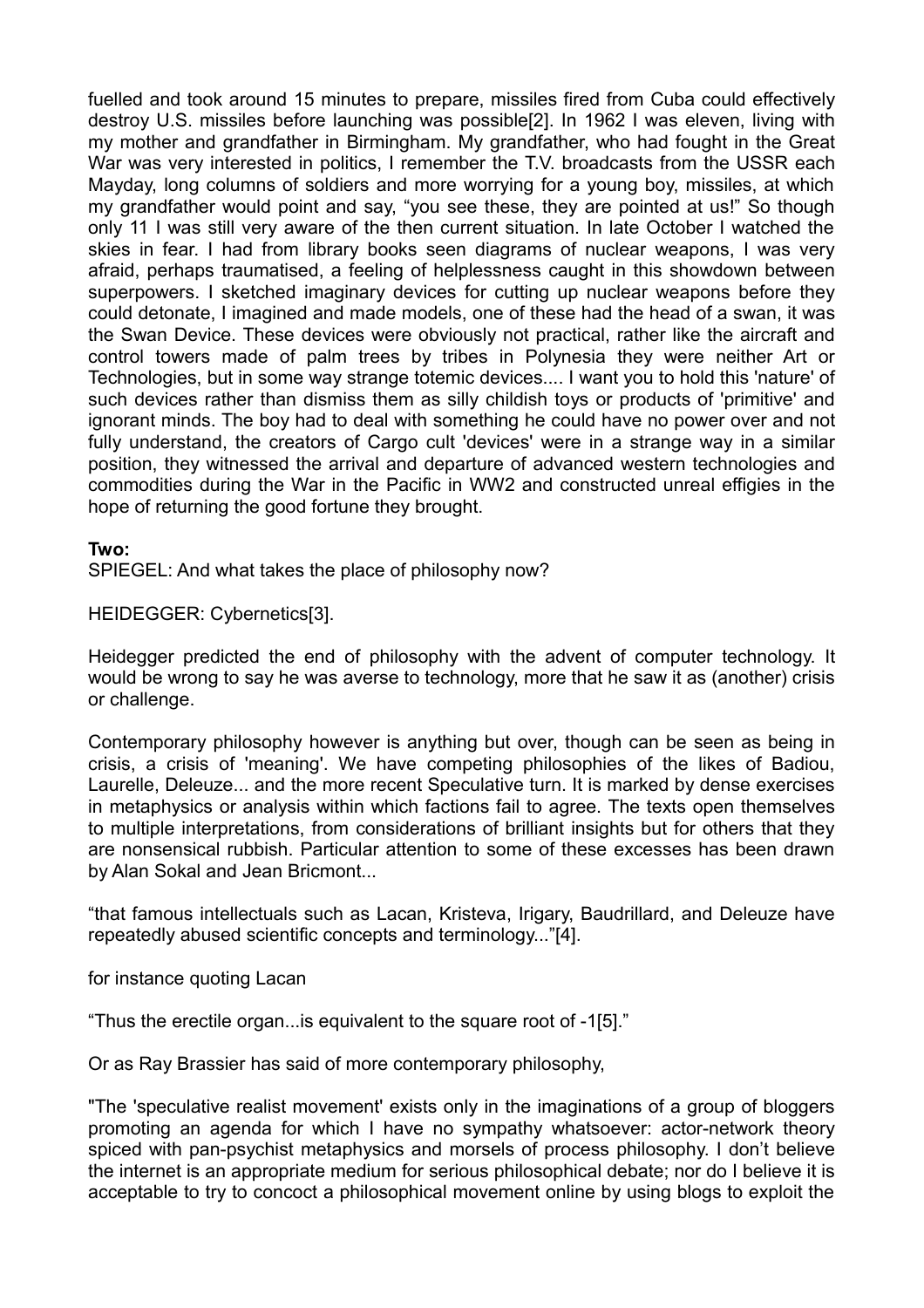fuelled and took around 15 minutes to prepare, missiles fired from Cuba could effectively destroy U.S. missiles before launching was possible[2]. In 1962 I was eleven, living with my mother and grandfather in Birmingham. My grandfather, who had fought in the Great War was very interested in politics, I remember the T.V. broadcasts from the USSR each Mayday, long columns of soldiers and more worrying for a young boy, missiles, at which my grandfather would point and say, "you see these, they are pointed at us!" So though only 11 I was still very aware of the then current situation. In late October I watched the skies in fear. I had from library books seen diagrams of nuclear weapons, I was very afraid, perhaps traumatised, a feeling of helplessness caught in this showdown between superpowers. I sketched imaginary devices for cutting up nuclear weapons before they could detonate, I imagined and made models, one of these had the head of a swan, it was the Swan Device. These devices were obviously not practical, rather like the aircraft and control towers made of palm trees by tribes in Polynesia they were neither Art or Technologies, but in some way strange totemic devices.... I want you to hold this 'nature' of such devices rather than dismiss them as silly childish toys or products of 'primitive' and ignorant minds. The boy had to deal with something he could have no power over and not fully understand, the creators of Cargo cult 'devices' were in a strange way in a similar position, they witnessed the arrival and departure of advanced western technologies and commodities during the War in the Pacific in WW2 and constructed unreal effigies in the hope of returning the good fortune they brought.

**Two:**

SPIEGEL: And what takes the place of philosophy now?

HEIDEGGER: Cybernetics[3].

Heidegger predicted the end of philosophy with the advent of computer technology. It would be wrong to say he was averse to technology, more that he saw it as (another) crisis or challenge.

Contemporary philosophy however is anything but over, though can be seen as being in crisis, a crisis of 'meaning'. We have competing philosophies of the likes of Badiou, Laurelle, Deleuze... and the more recent Speculative turn. It is marked by dense exercises in metaphysics or analysis within which factions fail to agree. The texts open themselves to multiple interpretations, from considerations of brilliant insights but for others that they are nonsensical rubbish. Particular attention to some of these excesses has been drawn by Alan Sokal and Jean Bricmont...

"that famous intellectuals such as Lacan, Kristeva, Irigary, Baudrillard, and Deleuze have repeatedly abused scientific concepts and terminology..."[4].

for instance quoting Lacan

"Thus the erectile organ...is equivalent to the square root of -1[5]."

Or as Ray Brassier has said of more contemporary philosophy,

"The 'speculative realist movement' exists only in the imaginations of a group of bloggers promoting an agenda for which I have no sympathy whatsoever: actor-network theory spiced with pan-psychist metaphysics and morsels of process philosophy. I don't believe the internet is an appropriate medium for serious philosophical debate; nor do I believe it is acceptable to try to concoct a philosophical movement online by using blogs to exploit the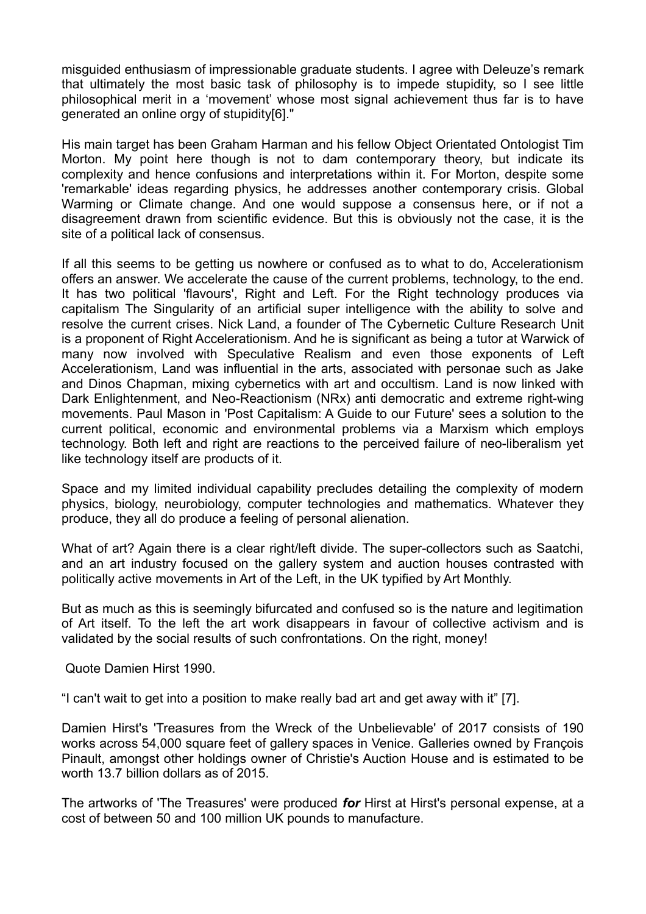misguided enthusiasm of impressionable graduate students. I agree with Deleuze's remark that ultimately the most basic task of philosophy is to impede stupidity, so I see little philosophical merit in a 'movement' whose most signal achievement thus far is to have generated an online orgy of stupidity[6]."

His main target has been Graham Harman and his fellow Object Orientated Ontologist Tim Morton. My point here though is not to dam contemporary theory, but indicate its complexity and hence confusions and interpretations within it. For Morton, despite some 'remarkable' ideas regarding physics, he addresses another contemporary crisis. Global Warming or Climate change. And one would suppose a consensus here, or if not a disagreement drawn from scientific evidence. But this is obviously not the case, it is the site of a political lack of consensus.

If all this seems to be getting us nowhere or confused as to what to do, Accelerationism offers an answer. We accelerate the cause of the current problems, technology, to the end. It has two political 'flavours', Right and Left. For the Right technology produces via capitalism The Singularity of an artificial super intelligence with the ability to solve and resolve the current crises. Nick Land, a founder of The Cybernetic Culture Research Unit is a proponent of Right Accelerationism. And he is significant as being a tutor at Warwick of many now involved with Speculative Realism and even those exponents of Left Accelerationism, Land was influential in the arts, associated with personae such as Jake and Dinos Chapman, mixing cybernetics with art and occultism. Land is now linked with Dark Enlightenment, and Neo-Reactionism (NRx) anti democratic and extreme right-wing movements. Paul Mason in 'Post Capitalism: A Guide to our Future' sees a solution to the current political, economic and environmental problems via a Marxism which employs technology. Both left and right are reactions to the perceived failure of neo-liberalism yet like technology itself are products of it.

Space and my limited individual capability precludes detailing the complexity of modern physics, biology, neurobiology, computer technologies and mathematics. Whatever they produce, they all do produce a feeling of personal alienation.

What of art? Again there is a clear right/left divide. The super-collectors such as Saatchi, and an art industry focused on the gallery system and auction houses contrasted with politically active movements in Art of the Left, in the UK typified by Art Monthly.

But as much as this is seemingly bifurcated and confused so is the nature and legitimation of Art itself. To the left the art work disappears in favour of collective activism and is validated by the social results of such confrontations. On the right, money!

Quote Damien Hirst 1990.

"I can't wait to get into a position to make really bad art and get away with it" [7].

Damien Hirst's 'Treasures from the Wreck of the Unbelievable' of 2017 consists of 190 works across 54,000 square feet of gallery spaces in Venice. Galleries owned by François Pinault, amongst other holdings owner of Christie's Auction House and is estimated to be worth 13.7 billion dollars as of 2015.

The artworks of 'The Treasures' were produced ***for*** Hirst at Hirst's personal expense, at a cost of between 50 and 100 million UK pounds to manufacture.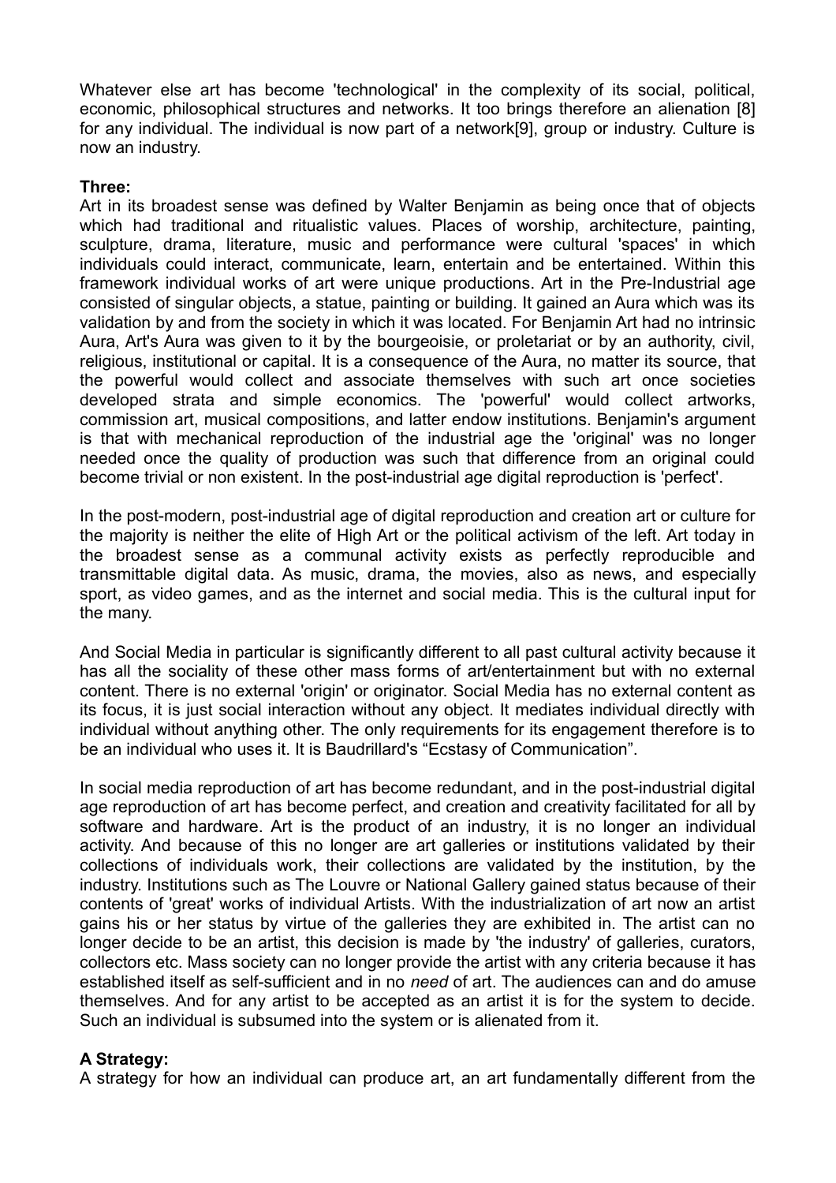Whatever else art has become 'technological' in the complexity of its social, political, economic, philosophical structures and networks. It too brings therefore an alienation [8] for any individual. The individual is now part of a network[9], group or industry. Culture is now an industry.

**Three:**

Art in its broadest sense was defined by Walter Benjamin as being once that of objects which had traditional and ritualistic values. Places of worship, architecture, painting, sculpture, drama, literature, music and performance were cultural 'spaces' in which individuals could interact, communicate, learn, entertain and be entertained. Within this framework individual works of art were unique productions. Art in the Pre-Industrial age consisted of singular objects, a statue, painting or building. It gained an Aura which was its validation by and from the society in which it was located. For Benjamin Art had no intrinsic Aura, Art's Aura was given to it by the bourgeoisie, or proletariat or by an authority, civil, religious, institutional or capital. It is a consequence of the Aura, no matter its source, that the powerful would collect and associate themselves with such art once societies developed strata and simple economics. The 'powerful' would collect artworks, commission art, musical compositions, and latter endow institutions. Benjamin's argument is that with mechanical reproduction of the industrial age the 'original' was no longer needed once the quality of production was such that difference from an original could become trivial or non existent. In the post-industrial age digital reproduction is 'perfect'.

In the post-modern, post-industrial age of digital reproduction and creation art or culture for the majority is neither the elite of High Art or the political activism of the left. Art today in the broadest sense as a communal activity exists as perfectly reproducible and transmittable digital data. As music, drama, the movies, also as news, and especially sport, as video games, and as the internet and social media. This is the cultural input for the many.

And Social Media in particular is significantly different to all past cultural activity because it has all the sociality of these other mass forms of art/entertainment but with no external content. There is no external 'origin' or originator. Social Media has no external content as its focus, it is just social interaction without any object. It mediates individual directly with individual without anything other. The only requirements for its engagement therefore is to be an individual who uses it. It is Baudrillard's “Ecstasy of Communication”.

In social media reproduction of art has become redundant, and in the post-industrial digital age reproduction of art has become perfect, and creation and creativity facilitated for all by software and hardware. Art is the product of an industry, it is no longer an individual activity. And because of this no longer are art galleries or institutions validated by their collections of individuals work, their collections are validated by the institution, by the industry. Institutions such as The Louvre or National Gallery gained status because of their contents of 'great' works of individual Artists. With the industrialization of art now an artist gains his or her status by virtue of the galleries they are exhibited in. The artist can no longer decide to be an artist, this decision is made by 'the industry' of galleries, curators, collectors etc. Mass society can no longer provide the artist with any criteria because it has established itself as self-sufficient and in no *need* of art. The audiences can and do amuse themselves. And for any artist to be accepted as an artist it is for the system to decide. Such an individual is subsumed into the system or is alienated from it.

**A Strategy:**

A strategy for how an individual can produce art, an art fundamentally different from the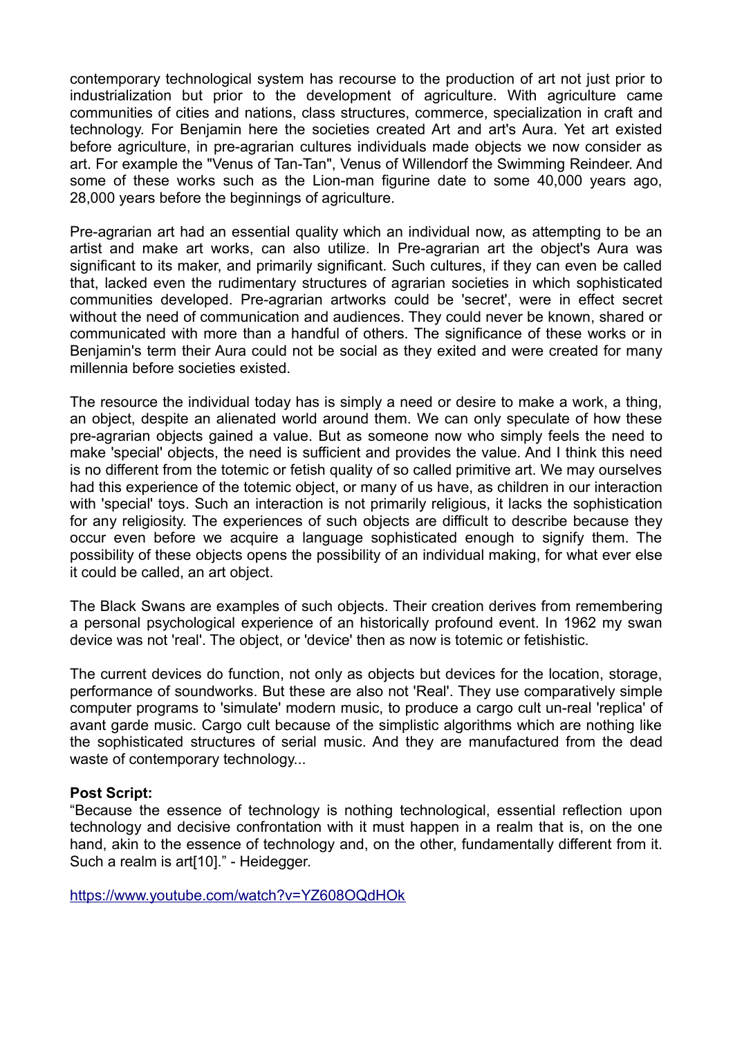contemporary technological system has recourse to the production of art not just prior to industrialization but prior to the development of agriculture. With agriculture came communities of cities and nations, class structures, commerce, specialization in craft and technology. For Benjamin here the societies created Art and art's Aura. Yet art existed before agriculture, in pre-agrarian cultures individuals made objects we now consider as art. For example the "Venus of Tan-Tan", Venus of Willendorf the Swimming Reindeer. And some of these works such as the Lion-man figurine date to some 40,000 years ago, 28,000 years before the beginnings of agriculture.

Pre-agrarian art had an essential quality which an individual now, as attempting to be an artist and make art works, can also utilize. In Pre-agrarian art the object's Aura was significant to its maker, and primarily significant. Such cultures, if they can even be called that, lacked even the rudimentary structures of agrarian societies in which sophisticated communities developed. Pre-agrarian artworks could be 'secret', were in effect secret without the need of communication and audiences. They could never be known, shared or communicated with more than a handful of others. The significance of these works or in Benjamin's term their Aura could not be social as they exited and were created for many millennia before societies existed.

The resource the individual today has is simply a need or desire to make a work, a thing, an object, despite an alienated world around them. We can only speculate of how these pre-agrarian objects gained a value. But as someone now who simply feels the need to make 'special' objects, the need is sufficient and provides the value. And I think this need is no different from the totemic or fetish quality of so called primitive art. We may ourselves had this experience of the totemic object, or many of us have, as children in our interaction with 'special' toys. Such an interaction is not primarily religious, it lacks the sophistication for any religiosity. The experiences of such objects are difficult to describe because they occur even before we acquire a language sophisticated enough to signify them. The possibility of these objects opens the possibility of an individual making, for what ever else it could be called, an art object.

The Black Swans are examples of such objects. Their creation derives from remembering a personal psychological experience of an historically profound event. In 1962 my swan device was not 'real'. The object, or 'device' then as now is totemic or fetishistic.

The current devices do function, not only as objects but devices for the location, storage, performance of soundworks. But these are also not 'Real'. They use comparatively simple computer programs to 'simulate' modern music, to produce a cargo cult un-real 'replica' of avant garde music. Cargo cult because of the simplistic algorithms which are nothing like the sophisticated structures of serial music. And they are manufactured from the dead waste of contemporary technology...

**Post Script:**

“Because the essence of technology is nothing technological, essential reflection upon technology and decisive confrontation with it must happen in a realm that is, on the one hand, akin to the essence of technology and, on the other, fundamentally different from it. Such a realm is art[10].” - Heidegger.

https://www.youtube.com/watch?v=YZ608OQdHOk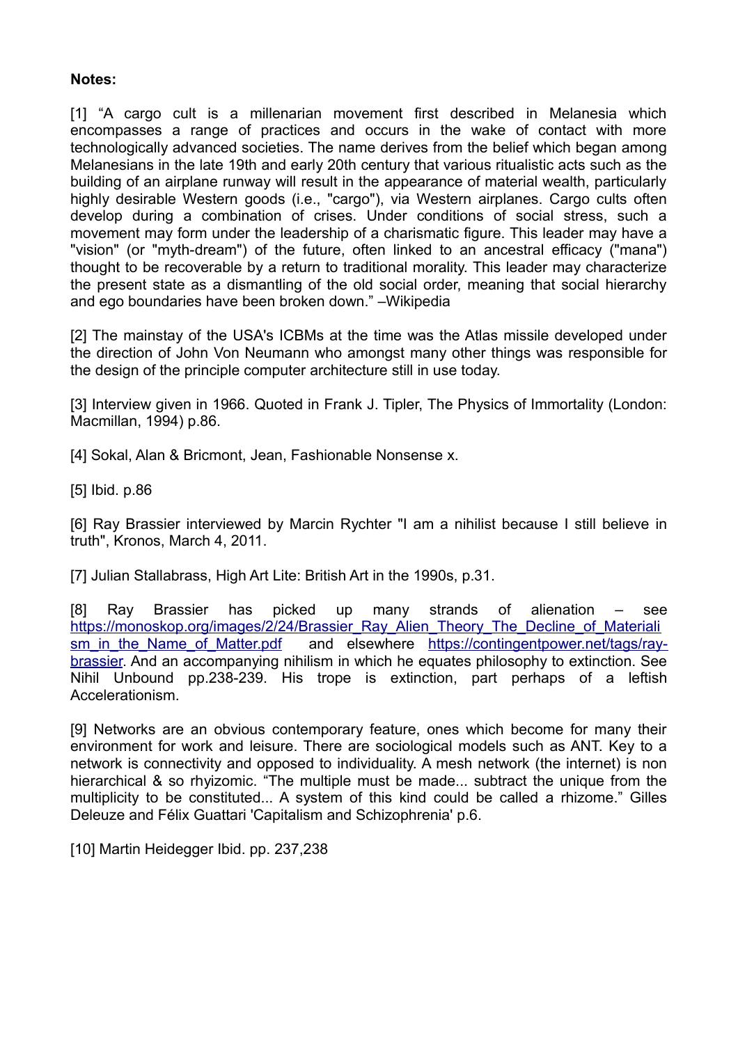**Notes:**

[1] “A cargo cult is a millenarian movement first described in Melanesia which encompasses a range of practices and occurs in the wake of contact with more technologically advanced societies. The name derives from the belief which began among Melanesians in the late 19th and early 20th century that various ritualistic acts such as the building of an airplane runway will result in the appearance of material wealth, particularly highly desirable Western goods (i.e., "cargo"), via Western airplanes. Cargo cults often develop during a combination of crises. Under conditions of social stress, such a movement may form under the leadership of a charismatic figure. This leader may have a "vision" (or "myth-dream") of the future, often linked to an ancestral efficacy ("mana") thought to be recoverable by a return to traditional morality. This leader may characterize the present state as a dismantling of the old social order, meaning that social hierarchy and ego boundaries have been broken down.” –Wikipedia

[2] The mainstay of the USA's ICBMs at the time was the Atlas missile developed under the direction of John Von Neumann who amongst many other things was responsible for the design of the principle computer architecture still in use today.

[3] Interview given in 1966. Quoted in Frank J. Tipler, The Physics of Immortality (London: Macmillan, 1994) p.86.

[4] Sokal, Alan & Bricmont, Jean, Fashionable Nonsense x.

[5] Ibid. p.86

[6] Ray Brassier interviewed by Marcin Rychter "I am a nihilist because I still believe in truth", Kronos, March 4, 2011.

[7] Julian Stallabrass, High Art Lite: British Art in the 1990s, p.31.

[8] Ray Brassier has picked up many strands of alienation – see [https://monoskop.org/images/2/24/Brassier_Ray_Alien_Theory_The_Decline_of_Materialism_in_the_Name_of_Matter.pdf](https://monoskop.org/images/2/24/Brassier_Ray_Alien_Theory_The_Decline_of_Materialism_in_the_Name_of_Matter.pdf) and elsewhere [https://contingentpower.net/tags/ray-brassier](https://contingentpower.net/tags/ray-brassier). And an accompanying nihilism in which he equates philosophy to extinction. See Nihil Unbound pp.238-239. His trope is extinction, part perhaps of a leftish Accelerationism.

[9] Networks are an obvious contemporary feature, ones which become for many their environment for work and leisure. There are sociological models such as ANT. Key to a network is connectivity and opposed to individuality. A mesh network (the internet) is non hierarchical & so rhyizomic. “The multiple must be made... subtract the unique from the multiplicity to be constituted... A system of this kind could be called a rhizome.” Gilles Deleuze and Félix Guattari 'Capitalism and Schizophrenia' p.6.

[10] Martin Heidegger Ibid. pp. 237,238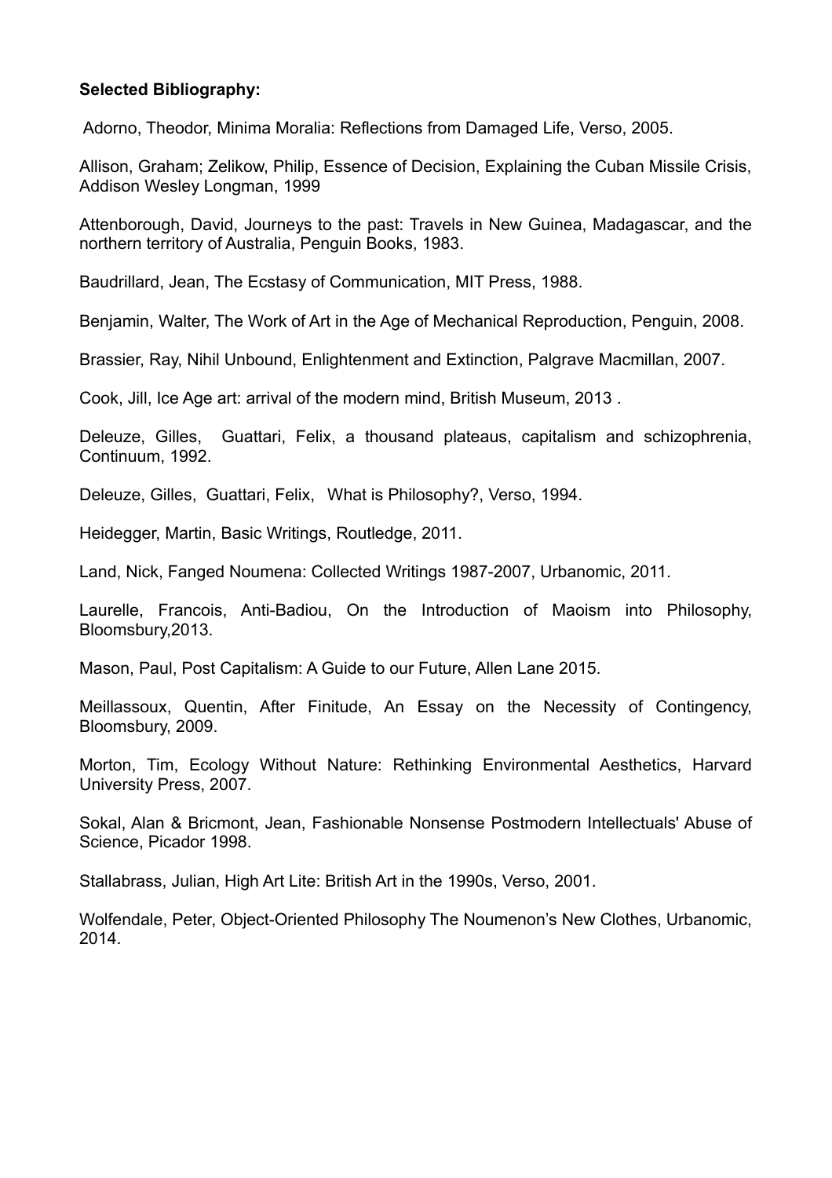**Selected Bibliography:**

Adorno, Theodor, Minima Moralia: Reflections from Damaged Life, Verso, 2005.

Allison, Graham; Zelikow, Philip, Essence of Decision, Explaining the Cuban Missile Crisis, Addison Wesley Longman, 1999

Attenborough, David, Journeys to the past: Travels in New Guinea, Madagascar, and the northern territory of Australia, Penguin Books, 1983.

Baudrillard, Jean, The Ecstasy of Communication, MIT Press, 1988.

Benjamin, Walter, The Work of Art in the Age of Mechanical Reproduction, Penguin, 2008.

Brassier, Ray, Nihil Unbound, Enlightenment and Extinction, Palgrave Macmillan, 2007.

Cook, Jill, Ice Age art: arrival of the modern mind, British Museum, 2013 .

Deleuze, Gilles, Guattari, Felix, a thousand plateaus, capitalism and schizophrenia, Continuum, 1992.

Deleuze, Gilles, Guattari, Felix, What is Philosophy?, Verso, 1994.

Heidegger, Martin, Basic Writings, Routledge, 2011.

Land, Nick, Fanged Noumena: Collected Writings 1987-2007, Urbanomic, 2011.

Laurelle, Francois, Anti-Badiou, On the Introduction of Maoism into Philosophy, Bloomsbury,2013.

Mason, Paul, Post Capitalism: A Guide to our Future, Allen Lane 2015.

Meillassoux, Quentin, After Finitude, An Essay on the Necessity of Contingency, Bloomsbury, 2009.

Morton, Tim, Ecology Without Nature: Rethinking Environmental Aesthetics, Harvard University Press, 2007.

Sokal, Alan & Bricmont, Jean, Fashionable Nonsense Postmodern Intellectuals' Abuse of Science, Picador 1998.

Stallabrass, Julian, High Art Lite: British Art in the 1990s, Verso, 2001.

Wolfendale, Peter, Object-Oriented Philosophy The Noumenon's New Clothes, Urbanomic, 2014.